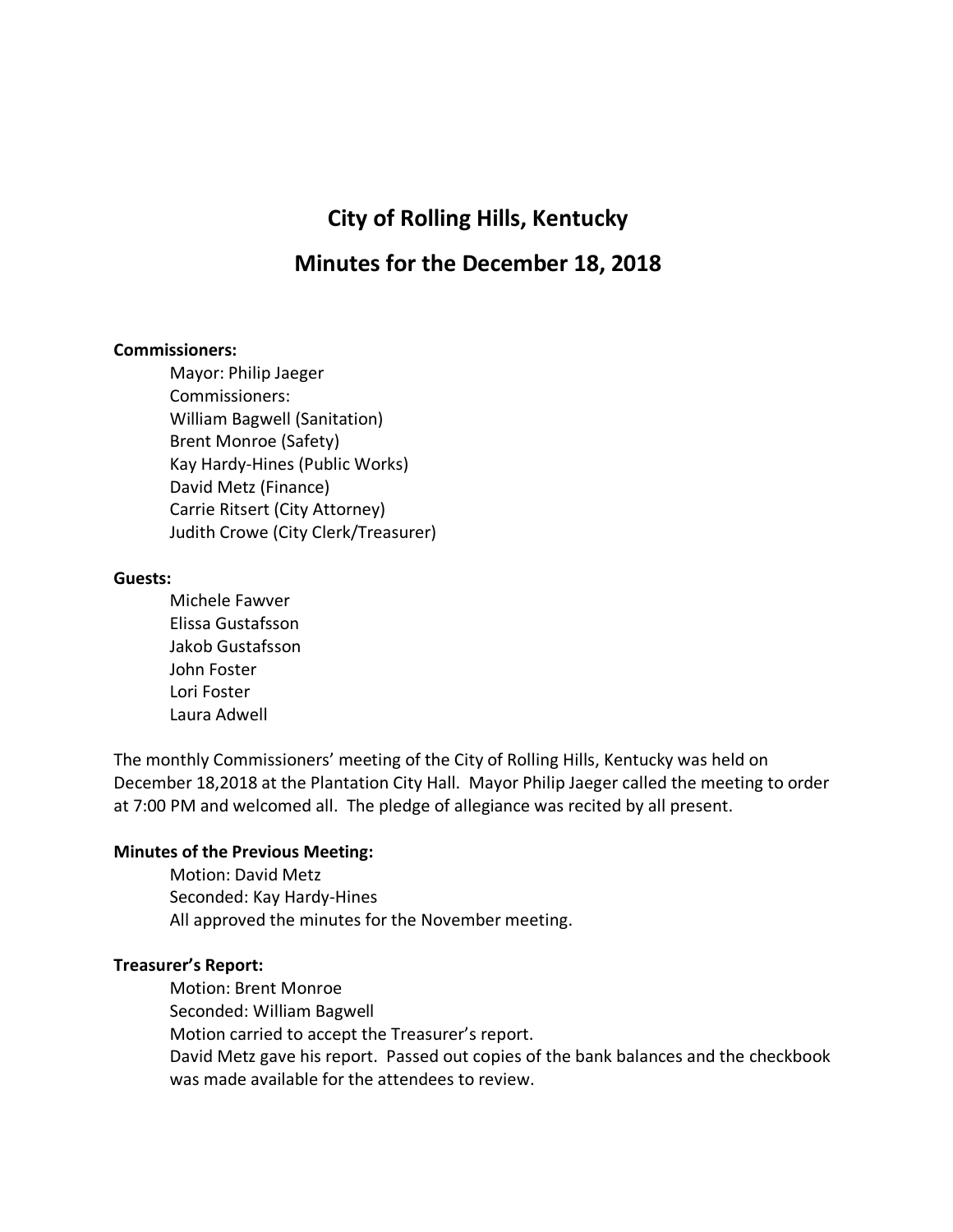# City of Rolling Hills, Kentucky

## Minutes for the December 18, 2018

**Commissioners:**

Mayor: Philip Jaeger
Commissioners:
William Bagwell (Sanitation)
Brent Monroe (Safety)
Kay Hardy-Hines (Public Works)
David Metz (Finance)
Carrie Ritsert (City Attorney)
Judith Crowe (City Clerk/Treasurer)

**Guests:**

Michele Fawver
Elissa Gustafsson
Jakob Gustafsson
John Foster
Lori Foster
Laura Adwell

The monthly Commissioners' meeting of the City of Rolling Hills, Kentucky was held on December 18,2018 at the Plantation City Hall. Mayor Philip Jaeger called the meeting to order at 7:00 PM and welcomed all. The pledge of allegiance was recited by all present.

**Minutes of the Previous Meeting:**

Motion: David Metz
Seconded: Kay Hardy-Hines
All approved the minutes for the November meeting.

**Treasurer's Report:**

Motion: Brent Monroe
Seconded: William Bagwell
Motion carried to accept the Treasurer's report.
David Metz gave his report. Passed out copies of the bank balances and the checkbook was made available for the attendees to review.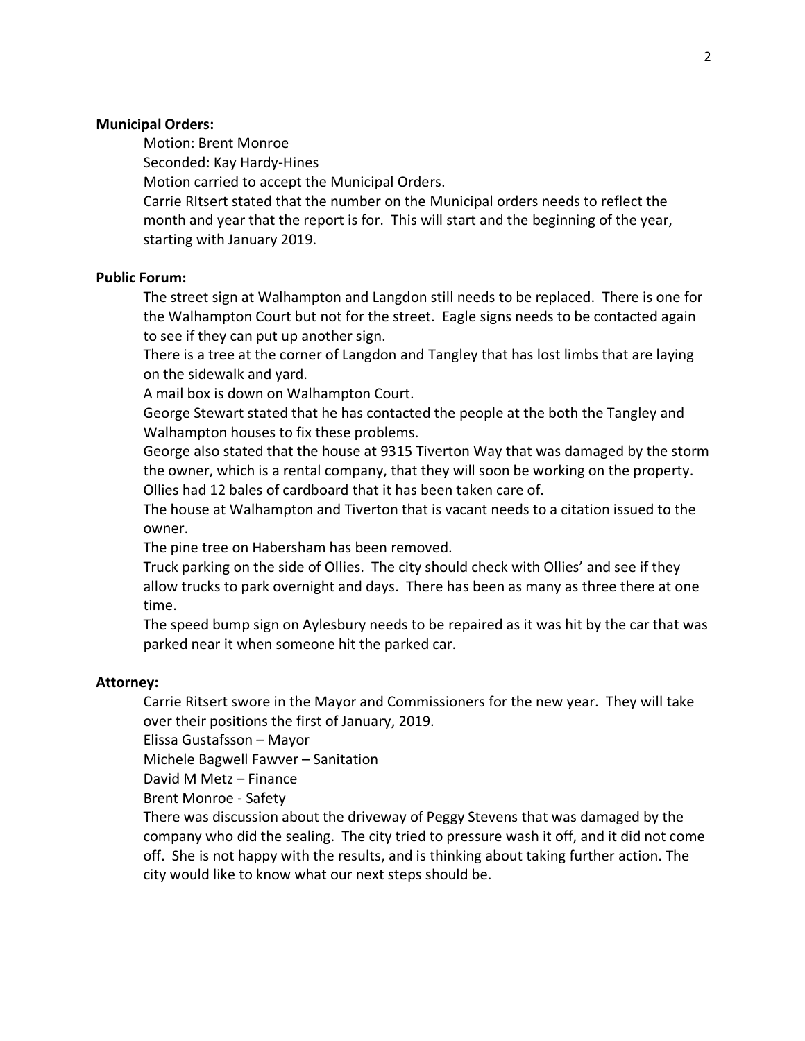**Municipal Orders:**

Motion: Brent Monroe

Seconded: Kay Hardy-Hines

Motion carried to accept the Municipal Orders.

Carrie RItsert stated that the number on the Municipal orders needs to reflect the month and year that the report is for. This will start and the beginning of the year, starting with January 2019.

**Public Forum:**

The street sign at Walhampton and Langdon still needs to be replaced. There is one for the Walhampton Court but not for the street. Eagle signs needs to be contacted again to see if they can put up another sign.

There is a tree at the corner of Langdon and Tangley that has lost limbs that are laying on the sidewalk and yard.

A mail box is down on Walhampton Court.

George Stewart stated that he has contacted the people at the both the Tangley and Walhampton houses to fix these problems.

George also stated that the house at 9315 Tiverton Way that was damaged by the storm the owner, which is a rental company, that they will soon be working on the property.

Ollies had 12 bales of cardboard that it has been taken care of.

The house at Walhampton and Tiverton that is vacant needs to a citation issued to the owner.

The pine tree on Habersham has been removed.

Truck parking on the side of Ollies. The city should check with Ollies' and see if they allow trucks to park overnight and days. There has been as many as three there at one time.

The speed bump sign on Aylesbury needs to be repaired as it was hit by the car that was parked near it when someone hit the parked car.

**Attorney:**

Carrie Ritsert swore in the Mayor and Commissioners for the new year. They will take over their positions the first of January, 2019.

Elissa Gustafsson – Mayor

Michele Bagwell Fawver – Sanitation

David M Metz – Finance

Brent Monroe - Safety

There was discussion about the driveway of Peggy Stevens that was damaged by the company who did the sealing. The city tried to pressure wash it off, and it did not come off. She is not happy with the results, and is thinking about taking further action. The city would like to know what our next steps should be.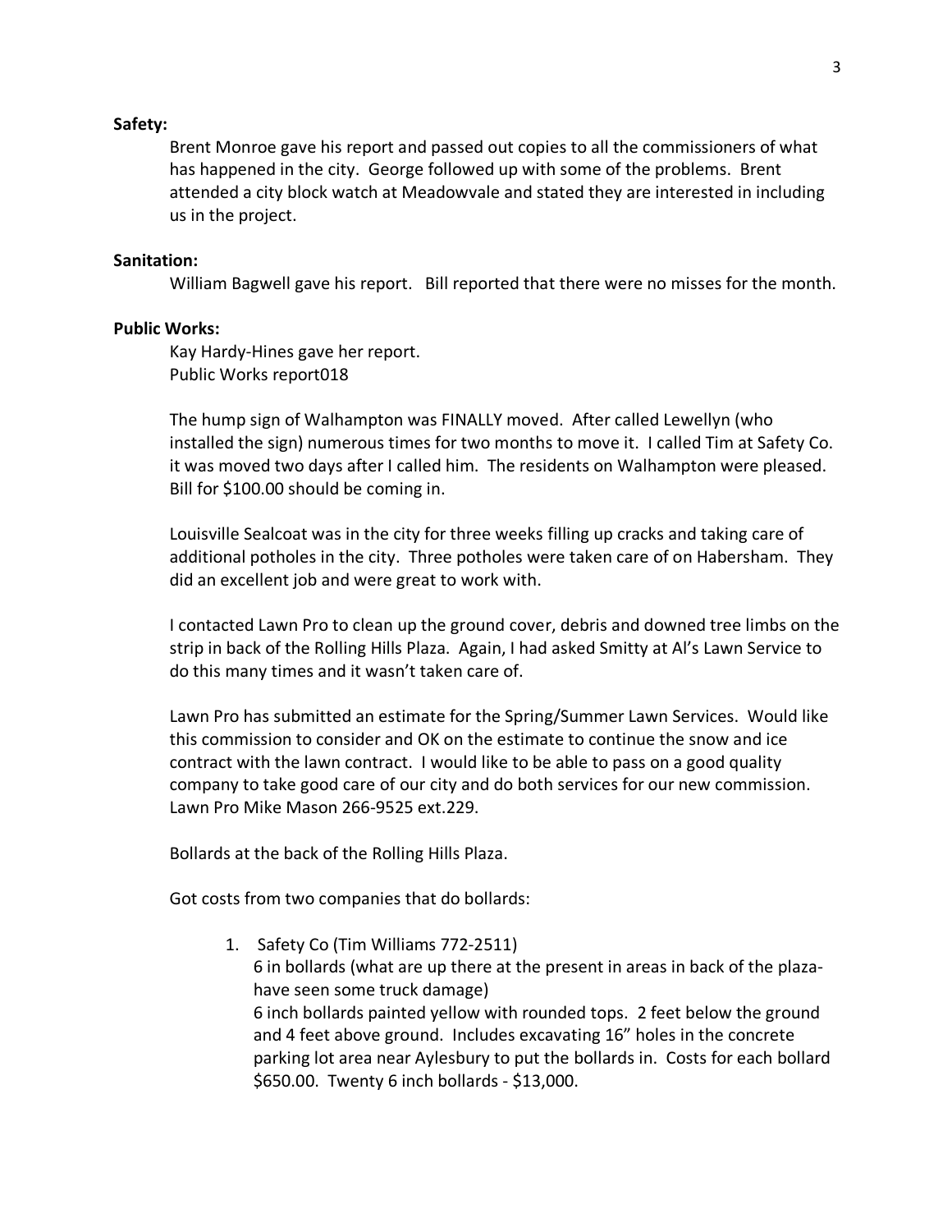**Safety:**

Brent Monroe gave his report and passed out copies to all the commissioners of what has happened in the city. George followed up with some of the problems. Brent attended a city block watch at Meadowvale and stated they are interested in including us in the project.

**Sanitation:**

William Bagwell gave his report. Bill reported that there were no misses for the month.

**Public Works:**

Kay Hardy-Hines gave her report.
Public Works report018

The hump sign of Walhampton was FINALLY moved. After called Lewellyn (who installed the sign) numerous times for two months to move it. I called Tim at Safety Co. it was moved two days after I called him. The residents on Walhampton were pleased. Bill for $100.00 should be coming in.

Louisville Sealcoat was in the city for three weeks filling up cracks and taking care of additional potholes in the city. Three potholes were taken care of on Habersham. They did an excellent job and were great to work with.

I contacted Lawn Pro to clean up the ground cover, debris and downed tree limbs on the strip in back of the Rolling Hills Plaza. Again, I had asked Smitty at Al's Lawn Service to do this many times and it wasn't taken care of.

Lawn Pro has submitted an estimate for the Spring/Summer Lawn Services. Would like this commission to consider and OK on the estimate to continue the snow and ice contract with the lawn contract. I would like to be able to pass on a good quality company to take good care of our city and do both services for our new commission. Lawn Pro Mike Mason 266-9525 ext.229.

Bollards at the back of the Rolling Hills Plaza.

Got costs from two companies that do bollards:

1. Safety Co (Tim Williams 772-2511)
   6 in bollards (what are up there at the present in areas in back of the plaza- have seen some truck damage)
   6 inch bollards painted yellow with rounded tops. 2 feet below the ground and 4 feet above ground. Includes excavating 16" holes in the concrete parking lot area near Aylesbury to put the bollards in. Costs for each bollard $650.00. Twenty 6 inch bollards - $13,000.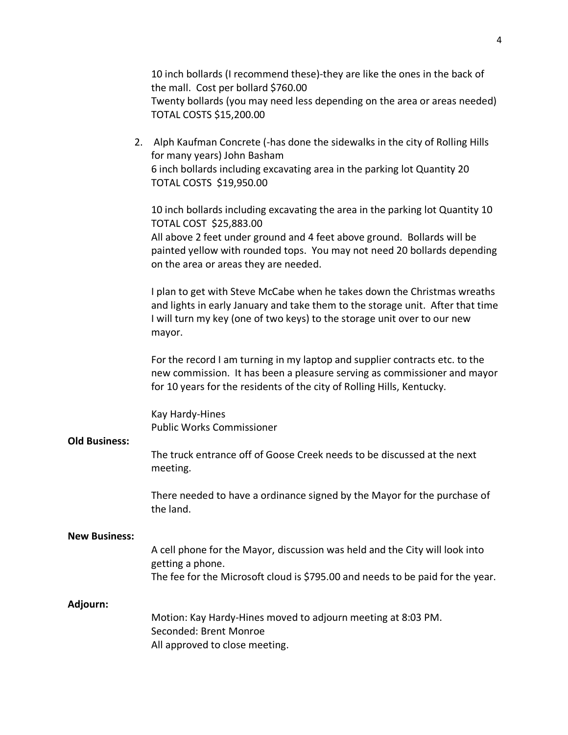10 inch bollards (I recommend these)-they are like the ones in the back of the mall. Cost per bollard $760.00
Twenty bollards (you may need less depending on the area or areas needed)
TOTAL COSTS $15,200.00

2. Alph Kaufman Concrete (-has done the sidewalks in the city of Rolling Hills for many years) John Basham
   6 inch bollards including excavating area in the parking lot Quantity 20
   TOTAL COSTS $19,950.00

   10 inch bollards including excavating the area in the parking lot Quantity 10
   TOTAL COST $25,883.00
   All above 2 feet under ground and 4 feet above ground. Bollards will be painted yellow with rounded tops. You may not need 20 bollards depending on the area or areas they are needed.

   I plan to get with Steve McCabe when he takes down the Christmas wreaths and lights in early January and take them to the storage unit. After that time I will turn my key (one of two keys) to the storage unit over to our new mayor.

   For the record I am turning in my laptop and supplier contracts etc. to the new commission. It has been a pleasure serving as commissioner and mayor for 10 years for the residents of the city of Rolling Hills, Kentucky.

   Kay Hardy-Hines
   Public Works Commissioner

**Old Business:**

The truck entrance off of Goose Creek needs to be discussed at the next meeting.

There needed to have a ordinance signed by the Mayor for the purchase of the land.

**New Business:**

A cell phone for the Mayor, discussion was held and the City will look into getting a phone.
The fee for the Microsoft cloud is $795.00 and needs to be paid for the year.

**Adjourn:**

Motion: Kay Hardy-Hines moved to adjourn meeting at 8:03 PM.
Seconded: Brent Monroe
All approved to close meeting.